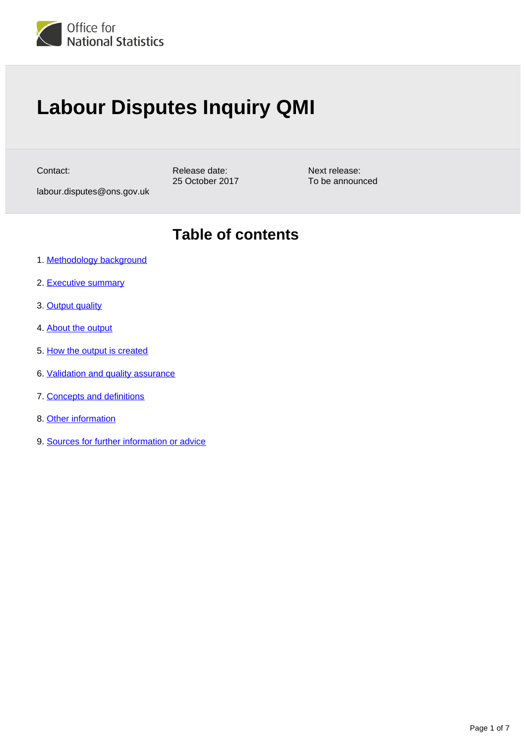Office for National Statistics

# Labour Disputes Inquiry QMI

Contact:
labour.disputes@ons.gov.uk

Release date:
25 October 2017

Next release:
To be announced

## Table of contents

1. Methodology background
2. Executive summary
3. Output quality
4. About the output
5. How the output is created
6. Validation and quality assurance
7. Concepts and definitions
8. Other information
9. Sources for further information or advice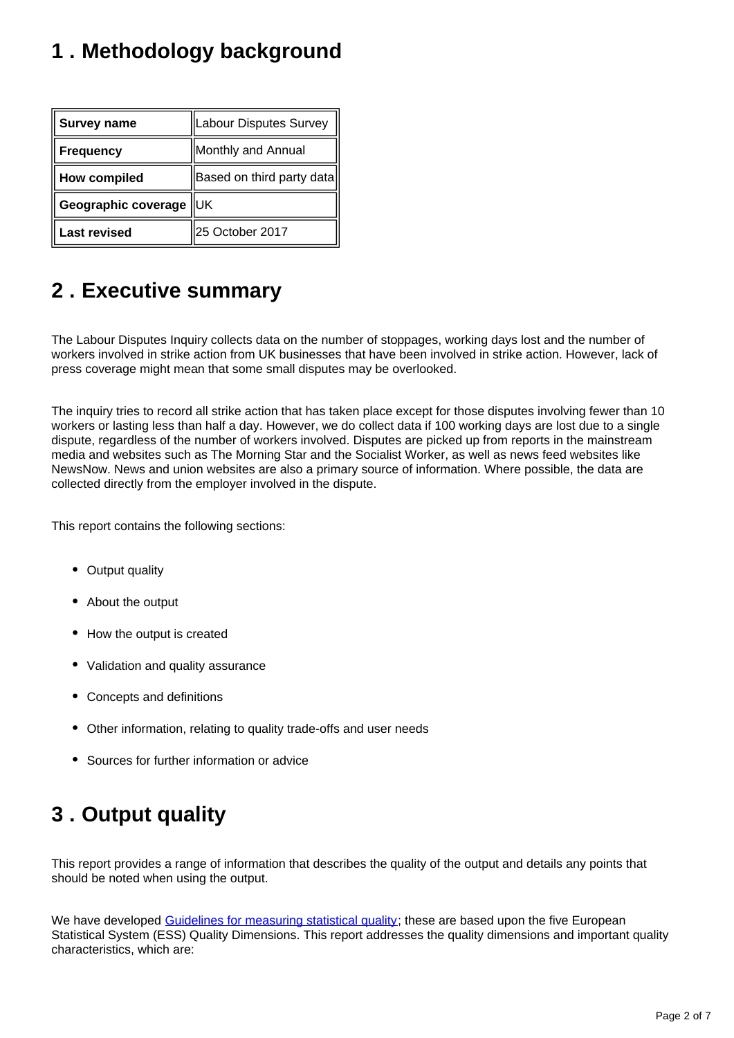## 1 . Methodology background

| | |
|---|---|
| **Survey name** | Labour Disputes Survey |
| **Frequency** | Monthly and Annual |
| **How compiled** | Based on third party data |
| **Geographic coverage** | UK |
| **Last revised** | 25 October 2017 |

## 2 . Executive summary

The Labour Disputes Inquiry collects data on the number of stoppages, working days lost and the number of workers involved in strike action from UK businesses that have been involved in strike action. However, lack of press coverage might mean that some small disputes may be overlooked.

The inquiry tries to record all strike action that has taken place except for those disputes involving fewer than 10 workers or lasting less than half a day. However, we do collect data if 100 working days are lost due to a single dispute, regardless of the number of workers involved. Disputes are picked up from reports in the mainstream media and websites such as The Morning Star and the Socialist Worker, as well as news feed websites like NewsNow. News and union websites are also a primary source of information. Where possible, the data are collected directly from the employer involved in the dispute.

This report contains the following sections:

- Output quality
- About the output
- How the output is created
- Validation and quality assurance
- Concepts and definitions
- Other information, relating to quality trade-offs and user needs
- Sources for further information or advice

## 3 . Output quality

This report provides a range of information that describes the quality of the output and details any points that should be noted when using the output.

We have developed [Guidelines for measuring statistical quality](); these are based upon the five European Statistical System (ESS) Quality Dimensions. This report addresses the quality dimensions and important quality characteristics, which are: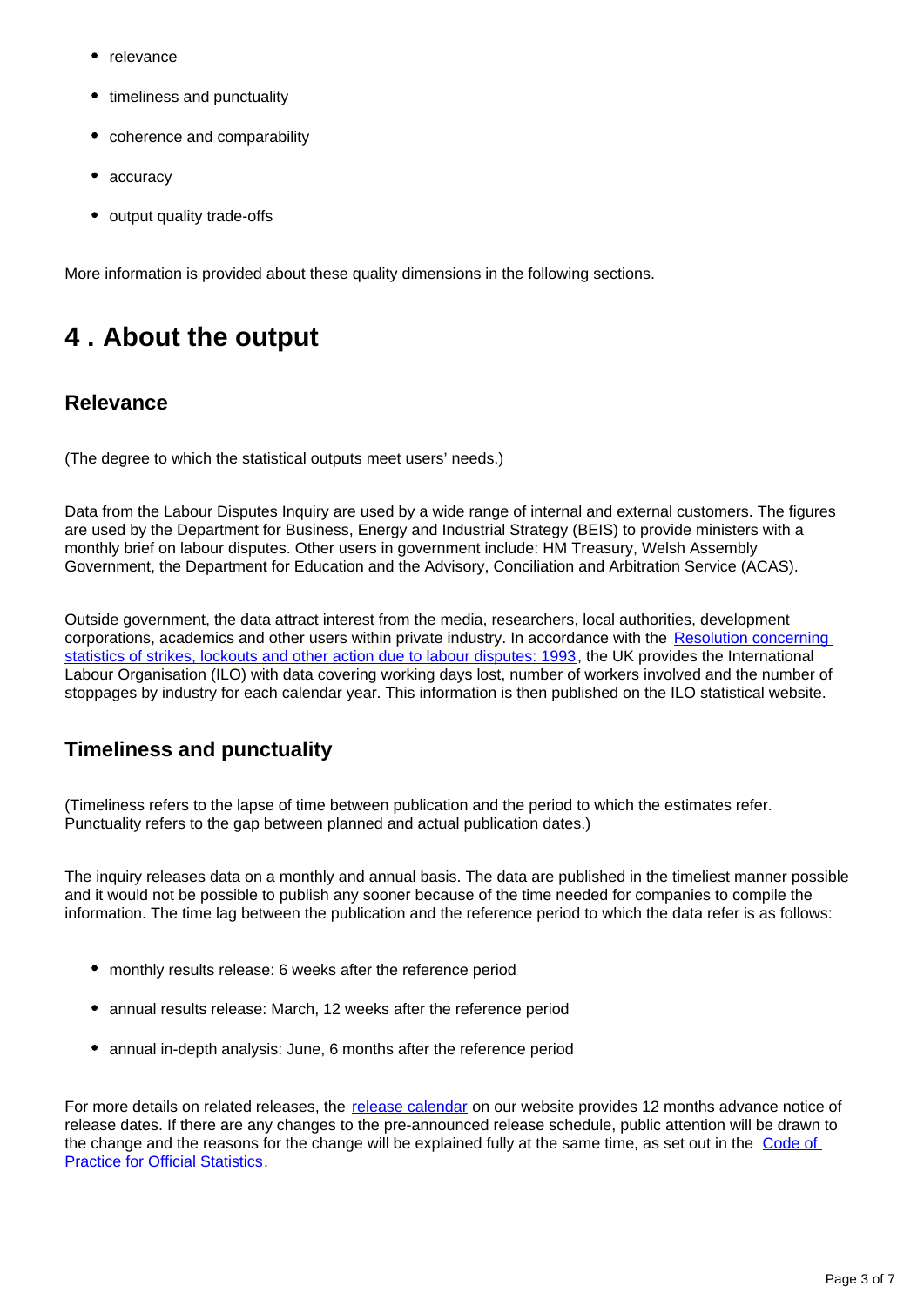- relevance
- timeliness and punctuality
- coherence and comparability
- accuracy
- output quality trade-offs

More information is provided about these quality dimensions in the following sections.

## 4 . About the output

### Relevance

(The degree to which the statistical outputs meet users' needs.)

Data from the Labour Disputes Inquiry are used by a wide range of internal and external customers. The figures are used by the Department for Business, Energy and Industrial Strategy (BEIS) to provide ministers with a monthly brief on labour disputes. Other users in government include: HM Treasury, Welsh Assembly Government, the Department for Education and the Advisory, Conciliation and Arbitration Service (ACAS).

Outside government, the data attract interest from the media, researchers, local authorities, development corporations, academics and other users within private industry. In accordance with the Resolution concerning statistics of strikes, lockouts and other action due to labour disputes: 1993, the UK provides the International Labour Organisation (ILO) with data covering working days lost, number of workers involved and the number of stoppages by industry for each calendar year. This information is then published on the ILO statistical website.

### Timeliness and punctuality

(Timeliness refers to the lapse of time between publication and the period to which the estimates refer. Punctuality refers to the gap between planned and actual publication dates.)

The inquiry releases data on a monthly and annual basis. The data are published in the timeliest manner possible and it would not be possible to publish any sooner because of the time needed for companies to compile the information. The time lag between the publication and the reference period to which the data refer is as follows:

- monthly results release: 6 weeks after the reference period
- annual results release: March, 12 weeks after the reference period
- annual in-depth analysis: June, 6 months after the reference period

For more details on related releases, the release calendar on our website provides 12 months advance notice of release dates. If there are any changes to the pre-announced release schedule, public attention will be drawn to the change and the reasons for the change will be explained fully at the same time, as set out in the Code of Practice for Official Statistics.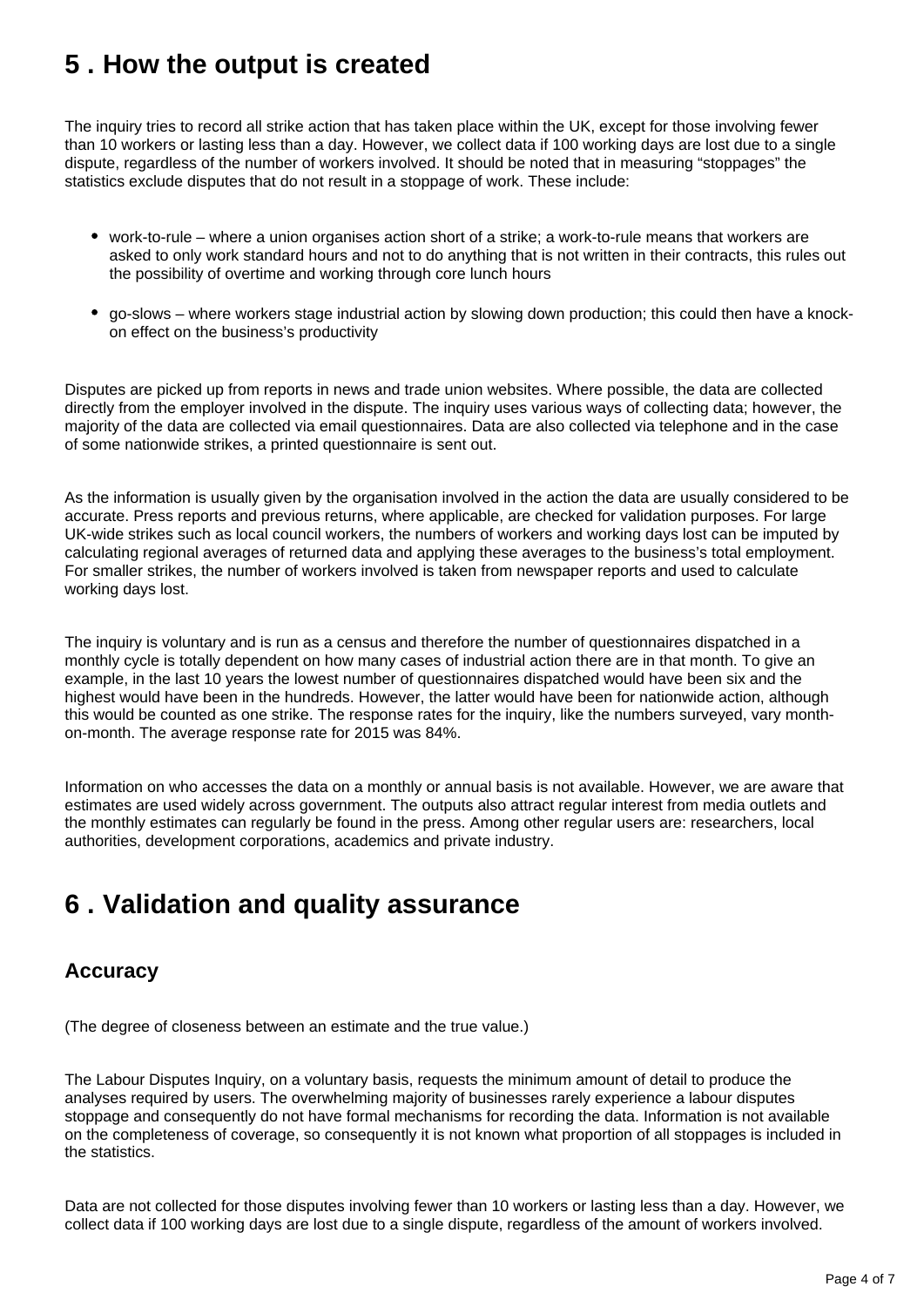## 5 . How the output is created

The inquiry tries to record all strike action that has taken place within the UK, except for those involving fewer than 10 workers or lasting less than a day. However, we collect data if 100 working days are lost due to a single dispute, regardless of the number of workers involved. It should be noted that in measuring "stoppages" the statistics exclude disputes that do not result in a stoppage of work. These include:

- work-to-rule – where a union organises action short of a strike; a work-to-rule means that workers are asked to only work standard hours and not to do anything that is not written in their contracts, this rules out the possibility of overtime and working through core lunch hours
- go-slows – where workers stage industrial action by slowing down production; this could then have a knock-on effect on the business's productivity

Disputes are picked up from reports in news and trade union websites. Where possible, the data are collected directly from the employer involved in the dispute. The inquiry uses various ways of collecting data; however, the majority of the data are collected via email questionnaires. Data are also collected via telephone and in the case of some nationwide strikes, a printed questionnaire is sent out.

As the information is usually given by the organisation involved in the action the data are usually considered to be accurate. Press reports and previous returns, where applicable, are checked for validation purposes. For large UK-wide strikes such as local council workers, the numbers of workers and working days lost can be imputed by calculating regional averages of returned data and applying these averages to the business's total employment. For smaller strikes, the number of workers involved is taken from newspaper reports and used to calculate working days lost.

The inquiry is voluntary and is run as a census and therefore the number of questionnaires dispatched in a monthly cycle is totally dependent on how many cases of industrial action there are in that month. To give an example, in the last 10 years the lowest number of questionnaires dispatched would have been six and the highest would have been in the hundreds. However, the latter would have been for nationwide action, although this would be counted as one strike. The response rates for the inquiry, like the numbers surveyed, vary month-on-month. The average response rate for 2015 was 84%.

Information on who accesses the data on a monthly or annual basis is not available. However, we are aware that estimates are used widely across government. The outputs also attract regular interest from media outlets and the monthly estimates can regularly be found in the press. Among other regular users are: researchers, local authorities, development corporations, academics and private industry.

## 6 . Validation and quality assurance

### Accuracy

(The degree of closeness between an estimate and the true value.)

The Labour Disputes Inquiry, on a voluntary basis, requests the minimum amount of detail to produce the analyses required by users. The overwhelming majority of businesses rarely experience a labour disputes stoppage and consequently do not have formal mechanisms for recording the data. Information is not available on the completeness of coverage, so consequently it is not known what proportion of all stoppages is included in the statistics.

Data are not collected for those disputes involving fewer than 10 workers or lasting less than a day. However, we collect data if 100 working days are lost due to a single dispute, regardless of the amount of workers involved.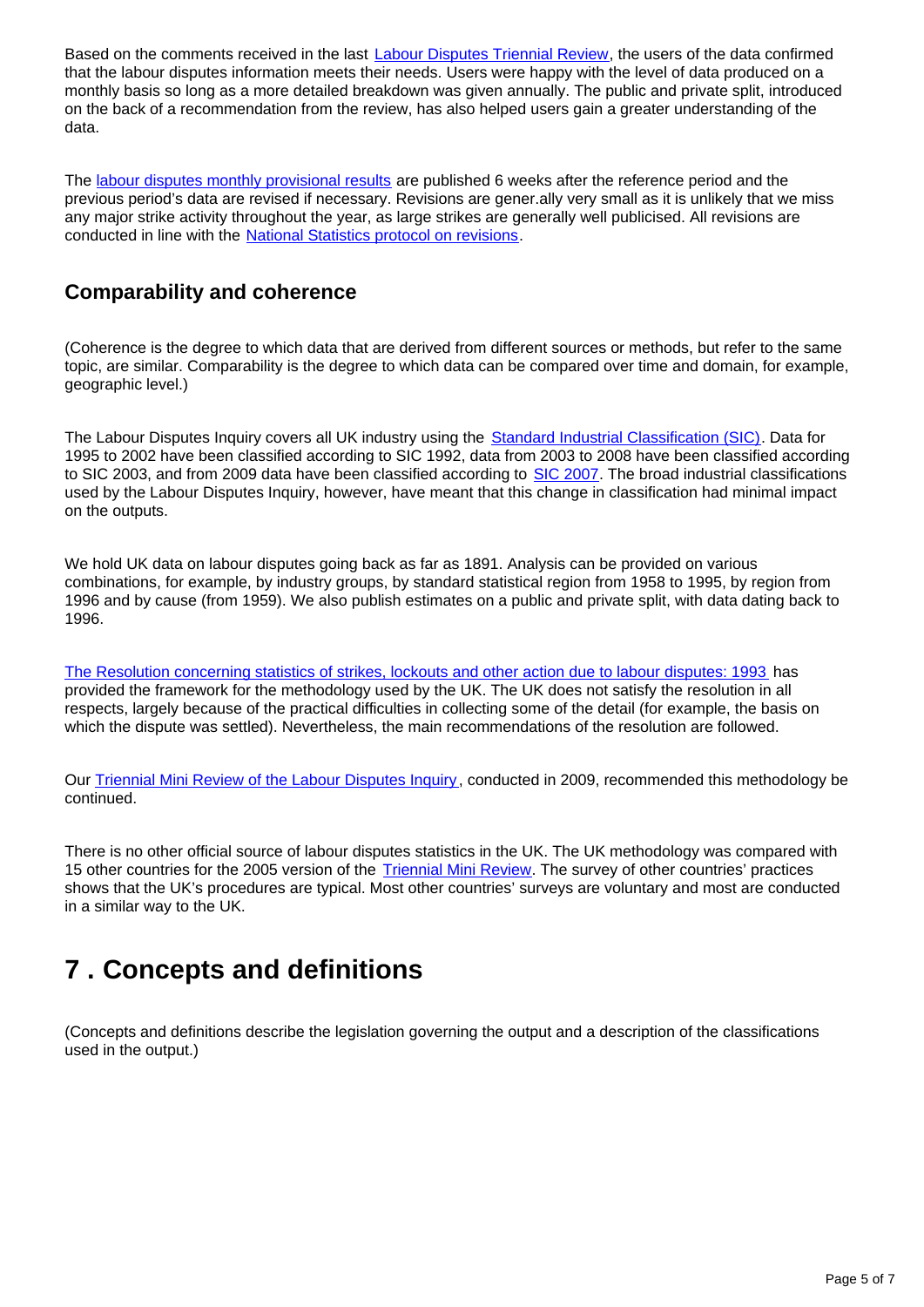Based on the comments received in the last Labour Disputes Triennial Review, the users of the data confirmed that the labour disputes information meets their needs. Users were happy with the level of data produced on a monthly basis so long as a more detailed breakdown was given annually. The public and private split, introduced on the back of a recommendation from the review, has also helped users gain a greater understanding of the data.

The labour disputes monthly provisional results are published 6 weeks after the reference period and the previous period's data are revised if necessary. Revisions are gener.ally very small as it is unlikely that we miss any major strike activity throughout the year, as large strikes are generally well publicised. All revisions are conducted in line with the National Statistics protocol on revisions.

## Comparability and coherence

(Coherence is the degree to which data that are derived from different sources or methods, but refer to the same topic, are similar. Comparability is the degree to which data can be compared over time and domain, for example, geographic level.)

The Labour Disputes Inquiry covers all UK industry using the Standard Industrial Classification (SIC). Data for 1995 to 2002 have been classified according to SIC 1992, data from 2003 to 2008 have been classified according to SIC 2003, and from 2009 data have been classified according to SIC 2007. The broad industrial classifications used by the Labour Disputes Inquiry, however, have meant that this change in classification had minimal impact on the outputs.

We hold UK data on labour disputes going back as far as 1891. Analysis can be provided on various combinations, for example, by industry groups, by standard statistical region from 1958 to 1995, by region from 1996 and by cause (from 1959). We also publish estimates on a public and private split, with data dating back to 1996.

The Resolution concerning statistics of strikes, lockouts and other action due to labour disputes: 1993 has provided the framework for the methodology used by the UK. The UK does not satisfy the resolution in all respects, largely because of the practical difficulties in collecting some of the detail (for example, the basis on which the dispute was settled). Nevertheless, the main recommendations of the resolution are followed.

Our Triennial Mini Review of the Labour Disputes Inquiry, conducted in 2009, recommended this methodology be continued.

There is no other official source of labour disputes statistics in the UK. The UK methodology was compared with 15 other countries for the 2005 version of the Triennial Mini Review. The survey of other countries' practices shows that the UK's procedures are typical. Most other countries' surveys are voluntary and most are conducted in a similar way to the UK.

# 7 . Concepts and definitions

(Concepts and definitions describe the legislation governing the output and a description of the classifications used in the output.)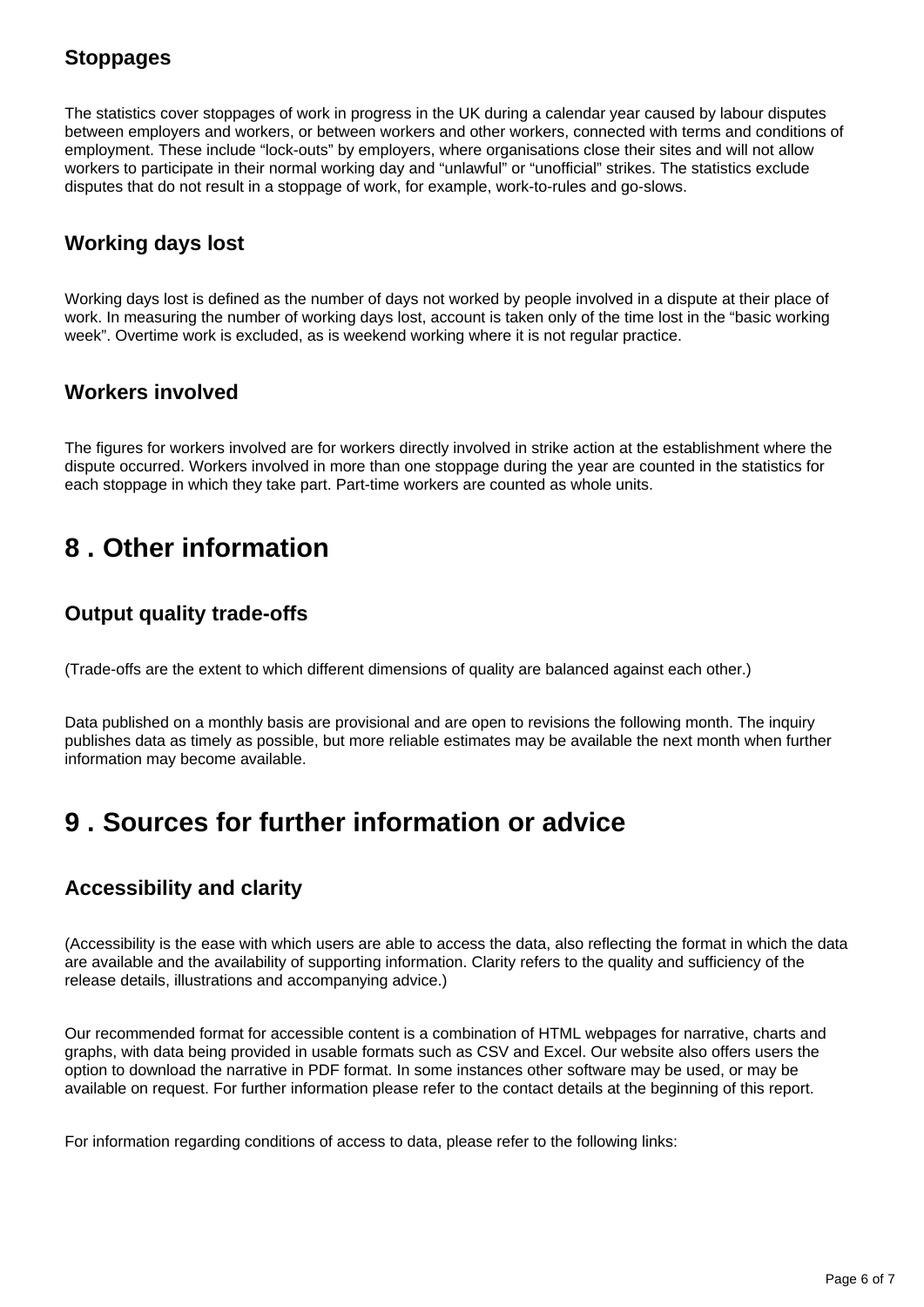### Stoppages

The statistics cover stoppages of work in progress in the UK during a calendar year caused by labour disputes between employers and workers, or between workers and other workers, connected with terms and conditions of employment. These include "lock-outs" by employers, where organisations close their sites and will not allow workers to participate in their normal working day and "unlawful" or "unofficial" strikes. The statistics exclude disputes that do not result in a stoppage of work, for example, work-to-rules and go-slows.

### Working days lost

Working days lost is defined as the number of days not worked by people involved in a dispute at their place of work. In measuring the number of working days lost, account is taken only of the time lost in the "basic working week". Overtime work is excluded, as is weekend working where it is not regular practice.

### Workers involved

The figures for workers involved are for workers directly involved in strike action at the establishment where the dispute occurred. Workers involved in more than one stoppage during the year are counted in the statistics for each stoppage in which they take part. Part-time workers are counted as whole units.

## 8 . Other information

### Output quality trade-offs

(Trade-offs are the extent to which different dimensions of quality are balanced against each other.)

Data published on a monthly basis are provisional and are open to revisions the following month. The inquiry publishes data as timely as possible, but more reliable estimates may be available the next month when further information may become available.

## 9 . Sources for further information or advice

### Accessibility and clarity

(Accessibility is the ease with which users are able to access the data, also reflecting the format in which the data are available and the availability of supporting information. Clarity refers to the quality and sufficiency of the release details, illustrations and accompanying advice.)

Our recommended format for accessible content is a combination of HTML webpages for narrative, charts and graphs, with data being provided in usable formats such as CSV and Excel. Our website also offers users the option to download the narrative in PDF format. In some instances other software may be used, or may be available on request. For further information please refer to the contact details at the beginning of this report.

For information regarding conditions of access to data, please refer to the following links: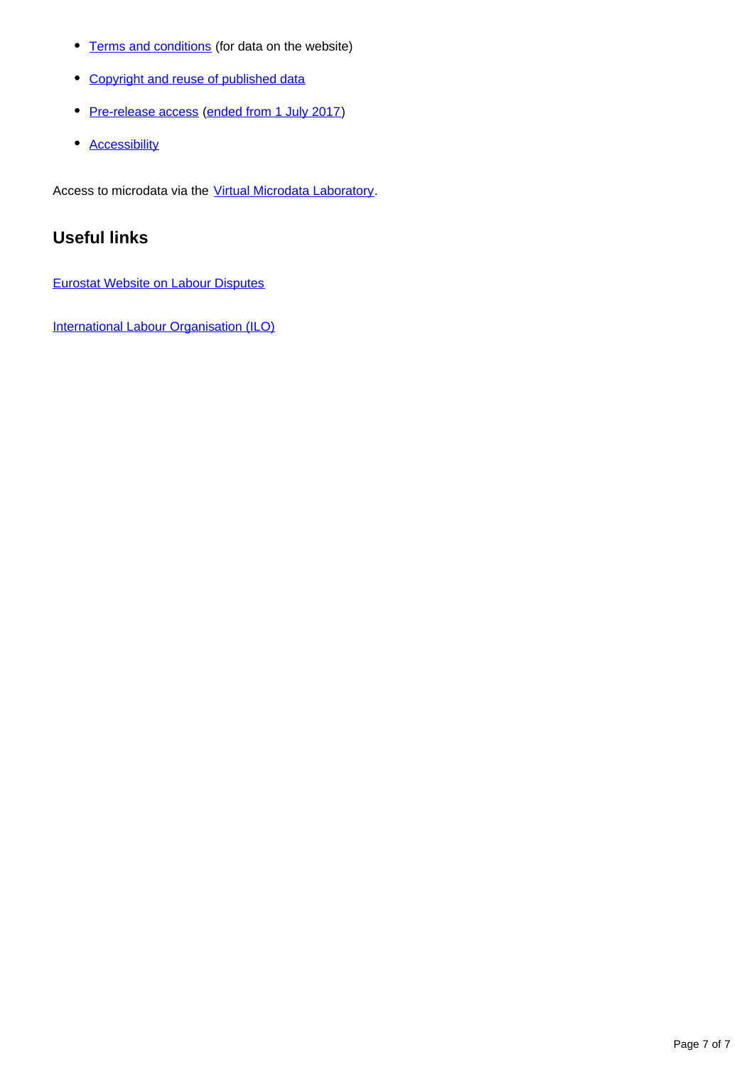- Terms and conditions (for data on the website)
- Copyright and reuse of published data
- Pre-release access (ended from 1 July 2017)
- Accessibility

Access to microdata via the Virtual Microdata Laboratory.

## Useful links

Eurostat Website on Labour Disputes

International Labour Organisation (ILO)